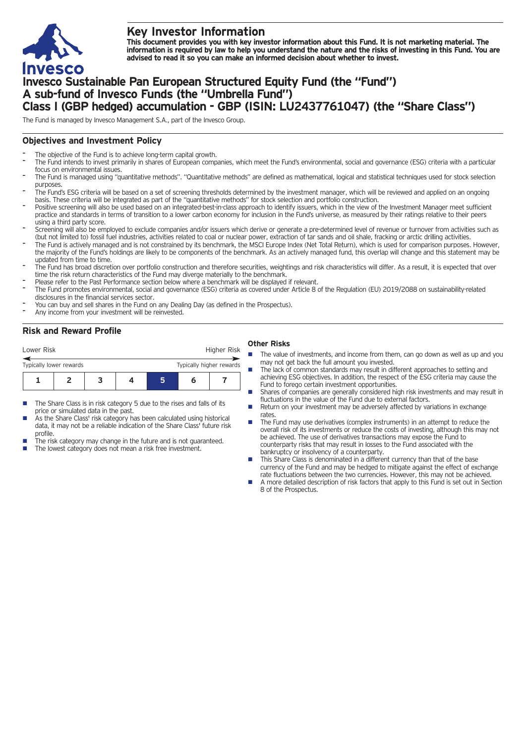# Key Investor Information

**This document provides you with key investor information about this Fund. It is not marketing material. The information is required by law to help you understand the nature and the risks of investing in this Fund. You are advised to read it so you can make an informed decision about whether to invest.**

# Invesco Sustainable Pan European Structured Equity Fund (the "Fund")
# A sub-fund of Invesco Funds (the "Umbrella Fund")
# Class I (GBP hedged) accumulation - GBP (ISIN: LU2437761047) (the "Share Class")

The Fund is managed by Invesco Management S.A., part of the Invesco Group.

## Objectives and Investment Policy

- The objective of the Fund is to achieve long-term capital growth.
- The Fund intends to invest primarily in shares of European companies, which meet the Fund's environmental, social and governance (ESG) criteria with a particular focus on environmental issues.
- The Fund is managed using "quantitative methods". "Quantitative methods" are defined as mathematical, logical and statistical techniques used for stock selection purposes.
- The Fund's ESG criteria will be based on a set of screening thresholds determined by the investment manager, which will be reviewed and applied on an ongoing basis. These criteria will be integrated as part of the "quantitative methods" for stock selection and portfolio construction.
- Positive screening will also be used based on an integrated-best-in-class approach to identify issuers, which in the view of the Investment Manager meet sufficient practice and standards in terms of transition to a lower carbon economy for inclusion in the Fund's universe, as measured by their ratings relative to their peers using a third party score.
- Screening will also be employed to exclude companies and/or issuers which derive or generate a pre-determined level of revenue or turnover from activities such as (but not limited to) fossil fuel industries, activities related to coal or nuclear power, extraction of tar sands and oil shale, fracking or arctic drilling activities.
- The Fund is actively managed and is not constrained by its benchmark, the MSCI Europe Index (Net Total Return), which is used for comparison purposes. However, the majority of the Fund's holdings are likely to be components of the benchmark. As an actively managed fund, this overlap will change and this statement may be updated from time to time.
- The Fund has broad discretion over portfolio construction and therefore securities, weightings and risk characteristics will differ. As a result, it is expected that over time the risk return characteristics of the Fund may diverge materially to the benchmark.
- Please refer to the Past Performance section below where a benchmark will be displayed if relevant.
- The Fund promotes environmental, social and governance (ESG) criteria as covered under Article 8 of the Regulation (EU) 2019/2088 on sustainability-related disclosures in the financial services sector.
- You can buy and sell shares in the Fund on any Dealing Day (as defined in the Prospectus).
- Any income from your investment will be reinvested.

## Risk and Reward Profile

| Lower Risk | | | | | | Higher Risk |
|---|---|---|---|---|---|---|
| Typically lower rewards | | | | | | Typically higher rewards |
| 1 | 2 | 3 | 4 | **5** | 6 | 7 |

- The Share Class is in risk category 5 due to the rises and falls of its price or simulated data in the past.
- As the Share Class' risk category has been calculated using historical data, it may not be a reliable indication of the Share Class' future risk profile.
- The risk category may change in the future and is not guaranteed.
- The lowest category does not mean a risk free investment.

### Other Risks

- The value of investments, and income from them, can go down as well as up and you may not get back the full amount you invested.
- The lack of common standards may result in different approaches to setting and achieving ESG objectives. In addition, the respect of the ESG criteria may cause the Fund to forego certain investment opportunities.
- Shares of companies are generally considered high risk investments and may result in fluctuations in the value of the Fund due to external factors.
- Return on your investment may be adversely affected by variations in exchange rates.
- The Fund may use derivatives (complex instruments) in an attempt to reduce the overall risk of its investments or reduce the costs of investing, although this may not be achieved. The use of derivatives transactions may expose the Fund to counterparty risks that may result in losses to the Fund associated with the bankruptcy or insolvency of a counterparty.
- This Share Class is denominated in a different currency than that of the base currency of the Fund and may be hedged to mitigate against the effect of exchange rate fluctuations between the two currencies. However, this may not be achieved.
- A more detailed description of risk factors that apply to this Fund is set out in Section 8 of the Prospectus.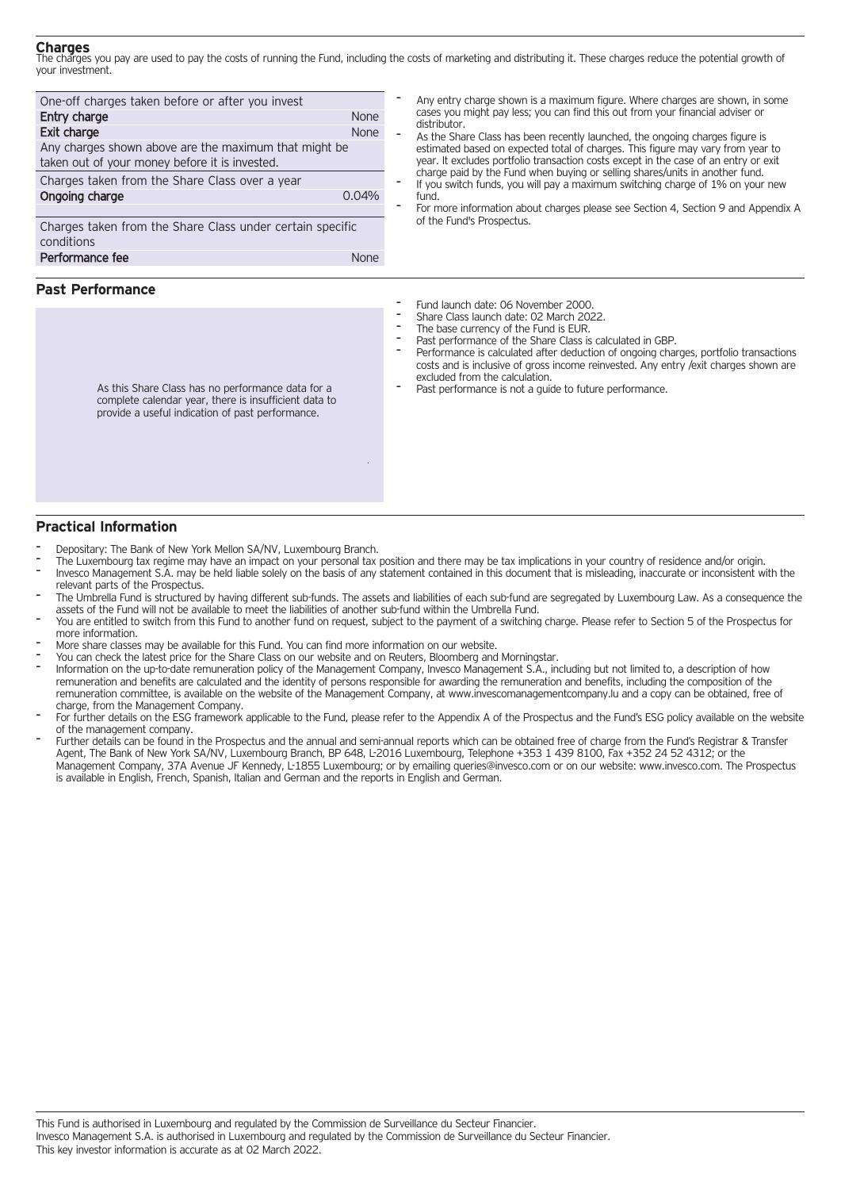## Charges

The charges you pay are used to pay the costs of running the Fund, including the costs of marketing and distributing it. These charges reduce the potential growth of your investment.

| One-off charges taken before or after you invest | |
|---|---|
| **Entry charge** | None |
| **Exit charge** | None |
| Any charges shown above are the maximum that might be taken out of your money before it is invested. | |
| Charges taken from the Share Class over a year | |
| **Ongoing charge** | 0.04% |
| Charges taken from the Share Class under certain specific conditions | |
| **Performance fee** | None |

- Any entry charge shown is a maximum figure. Where charges are shown, in some cases you might pay less; you can find this out from your financial adviser or distributor.
- As the Share Class has been recently launched, the ongoing charges figure is estimated based on expected total of charges. This figure may vary from year to year. It excludes portfolio transaction costs except in the case of an entry or exit charge paid by the Fund when buying or selling shares/units in another fund.
- If you switch funds, you will pay a maximum switching charge of 1% on your new fund.
- For more information about charges please see Section 4, Section 9 and Appendix A of the Fund's Prospectus.

## Past Performance

As this Share Class has no performance data for a complete calendar year, there is insufficient data to provide a useful indication of past performance.

- Fund launch date: 06 November 2000.
- Share Class launch date: 02 March 2022.
- The base currency of the Fund is EUR.
- Past performance of the Share Class is calculated in GBP.
- Performance is calculated after deduction of ongoing charges, portfolio transactions costs and is inclusive of gross income reinvested. Any entry /exit charges shown are excluded from the calculation.
- Past performance is not a guide to future performance.

## Practical Information

- Depositary: The Bank of New York Mellon SA/NV, Luxembourg Branch.
- The Luxembourg tax regime may have an impact on your personal tax position and there may be tax implications in your country of residence and/or origin.
- Invesco Management S.A. may be held liable solely on the basis of any statement contained in this document that is misleading, inaccurate or inconsistent with the relevant parts of the Prospectus.
- The Umbrella Fund is structured by having different sub-funds. The assets and liabilities of each sub-fund are segregated by Luxembourg Law. As a consequence the assets of the Fund will not be available to meet the liabilities of another sub-fund within the Umbrella Fund.
- You are entitled to switch from this Fund to another fund on request, subject to the payment of a switching charge. Please refer to Section 5 of the Prospectus for more information.
- More share classes may be available for this Fund. You can find more information on our website.
- You can check the latest price for the Share Class on our website and on Reuters, Bloomberg and Morningstar.
- Information on the up-to-date remuneration policy of the Management Company, Invesco Management S.A., including but not limited to, a description of how remuneration and benefits are calculated and the identity of persons responsible for awarding the remuneration and benefits, including the composition of the remuneration committee, is available on the website of the Management Company, at www.invescomanagementcompany.lu and a copy can be obtained, free of charge, from the Management Company.
- For further details on the ESG framework applicable to the Fund, please refer to the Appendix A of the Prospectus and the Fund's ESG policy available on the website of the management company.
- Further details can be found in the Prospectus and the annual and semi-annual reports which can be obtained free of charge from the Fund's Registrar & Transfer Agent, The Bank of New York SA/NV, Luxembourg Branch, BP 648, L-2016 Luxembourg, Telephone +353 1 439 8100, Fax +352 24 52 4312; or the Management Company, 37A Avenue JF Kennedy, L-1855 Luxembourg; or by emailing queries@invesco.com or on our website: www.invesco.com. The Prospectus is available in English, French, Spanish, Italian and German and the reports in English and German.

This Fund is authorised in Luxembourg and regulated by the Commission de Surveillance du Secteur Financier.
Invesco Management S.A. is authorised in Luxembourg and regulated by the Commission de Surveillance du Secteur Financier.
This key investor information is accurate as at 02 March 2022.